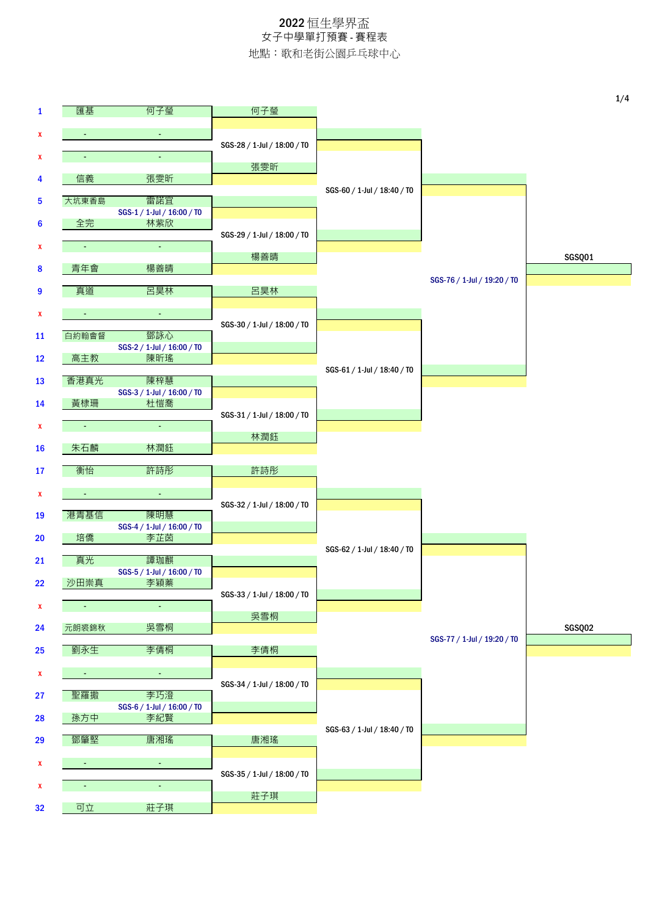# 2022 恒生學界盃

## 女子中學單打預賽 - 賽程表

地點：歌和老街公園乒乓球中心

| # | 學校 | 球員 | 場次 | 第二輪 | 場次 | 第三輪 | 場次 | 第四輪 | 場次 | 晉級 |
|---|---|---|---|---|---|---|---|---|---|---|
| 1 | 匯基 | 何子瑩 | | 何子瑩 | SGS-28 / 1-Jul / 18:00 / T0 | | SGS-60 / 1-Jul / 18:40 / T0 | | SGS-76 / 1-Jul / 19:20 / T0 | SGSQ01 |
| x | - | - | | | | | | | | |
| x | - | - | | 張雯昕 | | | | | | |
| 4 | 信義 | 張雯昕 | | | | | | | | |
| 5 | 大坑東香島 | 雷諾宜 | SGS-1 / 1-Jul / 16:00 / T0 | | SGS-29 / 1-Jul / 18:00 / T0 | | | | | |
| 6 | 全完 | 林紫欣 | | | | | | | | |
| x | - | - | | 楊善晴 | | | | | | |
| 8 | 青年會 | 楊善晴 | | | | | | | | |
| 9 | 真道 | 呂昊林 | | 呂昊林 | SGS-30 / 1-Jul / 18:00 / T0 | | SGS-61 / 1-Jul / 18:40 / T0 | | | |
| x | - | - | | | | | | | | |
| 11 | 白約翰會督 | 鄧詠心 | SGS-2 / 1-Jul / 16:00 / T0 | | | | | | | |
| 12 | 高主教 | 陳昕瑤 | | | | | | | | |
| 13 | 香港真光 | 陳梓慧 | SGS-3 / 1-Jul / 16:00 / T0 | | SGS-31 / 1-Jul / 18:00 / T0 | | | | | |
| 14 | 黃棣珊 | 杜愷喬 | | | | | | | | |
| x | - | - | | 林潤鈺 | | | | | | |
| 16 | 朱石麟 | 林潤鈺 | | | | | | | | |
| 17 | 衛怡 | 許詩彤 | | 許詩彤 | SGS-32 / 1-Jul / 18:00 / T0 | | SGS-62 / 1-Jul / 18:40 / T0 | | SGS-77 / 1-Jul / 19:20 / T0 | SGSQ02 |
| x | - | - | | | | | | | | |
| 19 | 港青基信 | 陳明慧 | SGS-4 / 1-Jul / 16:00 / T0 | | | | | | | |
| 20 | 培僑 | 李芷茵 | | | | | | | | |
| 21 | 真光 | 譚珈麒 | SGS-5 / 1-Jul / 16:00 / T0 | | SGS-33 / 1-Jul / 18:00 / T0 | | | | | |
| 22 | 沙田崇真 | 李穎蓁 | | | | | | | | |
| x | - | - | | 吳雪桐 | | | | | | |
| 24 | 元朗裘錦秋 | 吳雪桐 | | | | | | | | |
| 25 | 劉永生 | 李倩桐 | | 李倩桐 | SGS-34 / 1-Jul / 18:00 / T0 | | SGS-63 / 1-Jul / 18:40 / T0 | | | |
| x | - | - | | | | | | | | |
| 27 | 聖羅撒 | 李巧澄 | SGS-6 / 1-Jul / 16:00 / T0 | | | | | | | |
| 28 | 孫方中 | 李紀賢 | | | | | | | | |
| 29 | 鄧肇堅 | 唐湘瑤 | | 唐湘瑤 | SGS-35 / 1-Jul / 18:00 / T0 | | | | | |
| x | - | - | | | | | | | | |
| x | - | - | | 莊子琪 | | | | | | |
| 32 | 可立 | 莊子琪 | | | | | | | | |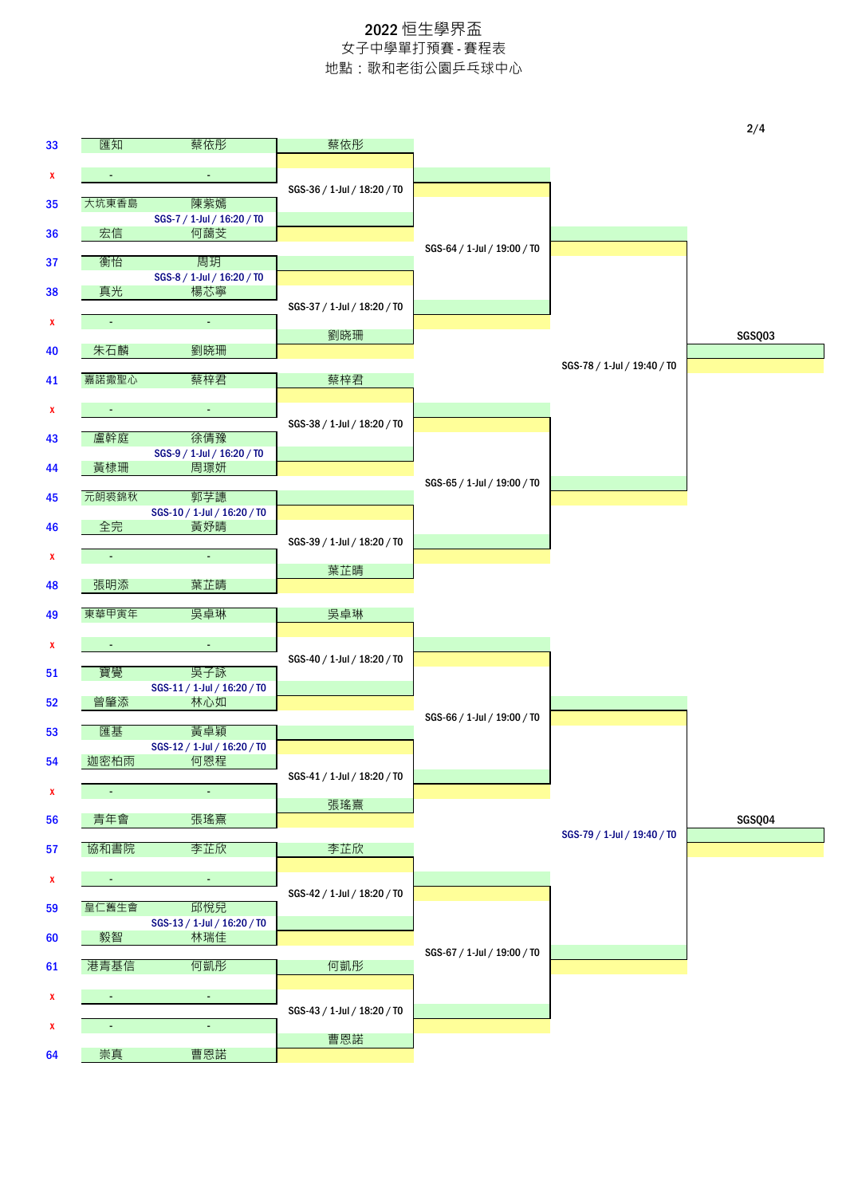# 2022 恒生學界盃

## 女子中學單打預賽 - 賽程表

地點：歌和老街公園乒乓球中心

| 序號 | 學校 | 球員 | 第一輪 | 第二輪 | 第三輪 | 第四輪 |
|---|---|---|---|---|---|---|
| 33 | 匯知 | 蔡依彤 | | | | |
| x | - | - | | 蔡依彤 | | |
| | | | | SGS-36 / 1-Jul / 18:20 / T0 | | |
| 35 | 大坑東香島 | 陳紫嫣 | SGS-7 / 1-Jul / 16:20 / T0 | | | |
| 36 | 宏信 | 何藹芠 | | | | |
| | | | | | SGS-64 / 1-Jul / 19:00 / T0 | |
| 37 | 衛怡 | 周玥 | SGS-8 / 1-Jul / 16:20 / T0 | | | |
| 38 | 真光 | 楊芯寧 | | | | |
| | | | | SGS-37 / 1-Jul / 18:20 / T0 | | |
| x | - | - | | | | |
| 40 | 朱石麟 | 劉晓珊 | | 劉晓珊 | | |
| | | | | | | SGS-78 / 1-Jul / 19:40 / T0 → SGSQ03 |
| 41 | 嘉諾撒聖心 | 蔡梓君 | | 蔡梓君 | | |
| x | - | - | | | | |
| | | | | SGS-38 / 1-Jul / 18:20 / T0 | | |
| 43 | 盧幹庭 | 徐倩豫 | SGS-9 / 1-Jul / 16:20 / T0 | | | |
| 44 | 黃棣珊 | 周璟妍 | | | | |
| | | | | | SGS-65 / 1-Jul / 19:00 / T0 | |
| 45 | 元朗裘錦秋 | 郭芓謙 | SGS-10 / 1-Jul / 16:20 / T0 | | | |
| 46 | 全完 | 黃妤晴 | | | | |
| | | | | SGS-39 / 1-Jul / 18:20 / T0 | | |
| x | - | - | | | | |
| 48 | 張明添 | 葉芷晴 | | 葉芷晴 | | |
| 49 | 東華甲寅年 | 吳卓琳 | | 吳卓琳 | | |
| x | - | - | | | | |
| | | | | SGS-40 / 1-Jul / 18:20 / T0 | | |
| 51 | 寶覺 | 吳子詠 | SGS-11 / 1-Jul / 16:20 / T0 | | | |
| 52 | 曾肇添 | 林心如 | | | | |
| | | | | | SGS-66 / 1-Jul / 19:00 / T0 | |
| 53 | 匯基 | 黃卓穎 | SGS-12 / 1-Jul / 16:20 / T0 | | | |
| 54 | 迦密柏雨 | 何恩程 | | | | |
| | | | | SGS-41 / 1-Jul / 18:20 / T0 | | |
| x | - | - | | | | |
| 56 | 青年會 | 張瑤熹 | | 張瑤熹 | | |
| | | | | | | SGS-79 / 1-Jul / 19:40 / T0 → SGSQ04 |
| 57 | 協和書院 | 李芷欣 | | 李芷欣 | | |
| x | - | - | | | | |
| | | | | SGS-42 / 1-Jul / 18:20 / T0 | | |
| 59 | 皇仁舊生會 | 邱悅兒 | SGS-13 / 1-Jul / 16:20 / T0 | | | |
| 60 | 毅智 | 林瑞佳 | | | | |
| | | | | | SGS-67 / 1-Jul / 19:00 / T0 | |
| 61 | 港青基信 | 何凱彤 | | 何凱彤 | | |
| x | - | - | | | | |
| | | | | SGS-43 / 1-Jul / 18:20 / T0 | | |
| x | - | - | | | | |
| 64 | 崇真 | 曹恩諾 | | 曹恩諾 | | |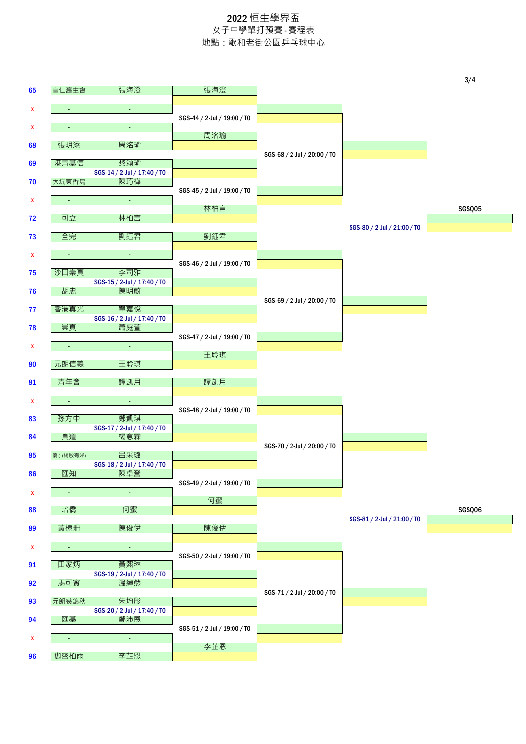# 2022 恒生學界盃

女子中學單打預賽 - 賽程表

地點：歌和老街公園乒乓球中心

| 號 | 學校 | 球員 | 第一輪 | 第二輪 | 第三輪 | 第四輪 |
|---|---|---|---|---|---|---|
| 65 | 皇仁舊生會 | 張海澄 | 張海澄 | | | |
| x | - | - | | SGS-44 / 2-Jul / 19:00 / T0 | | |
| x | - | - | 周洺瑜 | | | |
| 68 | 張明添 | 周洺瑜 | | | SGS-68 / 2-Jul / 20:00 / T0 | |
| 69 | 港青基信 | 黎頌瑜 | SGS-14 / 2-Jul / 17:40 / T0 | | | |
| 70 | 大坑東香島 | 陳巧樺 | | SGS-45 / 2-Jul / 19:00 / T0 | | |
| x | - | - | 林柏言 | | | |
| 72 | 可立 | 林柏言 | | | | SGS-80 / 2-Jul / 21:00 / T0 → SGSQ05 |
| 73 | 全完 | 劉鈺君 | 劉鈺君 | | | |
| x | - | - | | SGS-46 / 2-Jul / 19:00 / T0 | | |
| 75 | 沙田崇真 | 李司雅 | SGS-15 / 2-Jul / 17:40 / T0 | | | |
| 76 | 胡忠 | 陳明蔚 | | | SGS-69 / 2-Jul / 20:00 / T0 | |
| 77 | 香港真光 | 單嘉悅 | SGS-16 / 2-Jul / 17:40 / T0 | | | |
| 78 | 崇真 | 蕭庭萱 | | SGS-47 / 2-Jul / 19:00 / T0 | | |
| x | - | - | 王聆琪 | | | |
| 80 | 元朗信義 | 王聆琪 | | | | |
| 81 | 青年會 | 譚凱月 | 譚凱月 | | | |
| x | - | - | | SGS-48 / 2-Jul / 19:00 / T0 | | |
| 83 | 孫方中 | 鄭凱琪 | SGS-17 / 2-Jul / 17:40 / T0 | | | |
| 84 | 真道 | 楊意霖 | | | SGS-70 / 2-Jul / 20:00 / T0 | |
| 85 | 優才(楊殷有娣) | 呂采璐 | SGS-18 / 2-Jul / 17:40 / T0 | | | |
| 86 | 匯知 | 陳卓螢 | | SGS-49 / 2-Jul / 19:00 / T0 | | |
| x | - | - | 何蜜 | | | |
| 88 | 培僑 | 何蜜 | | | | SGS-81 / 2-Jul / 21:00 / T0 → SGSQ06 |
| 89 | 黃棣珊 | 陳俊伊 | 陳俊伊 | | | |
| x | - | - | | SGS-50 / 2-Jul / 19:00 / T0 | | |
| 91 | 田家炳 | 黃熙琳 | SGS-19 / 2-Jul / 17:40 / T0 | | | |
| 92 | 馬可賓 | 溫綽然 | | | SGS-71 / 2-Jul / 20:00 / T0 | |
| 93 | 元朗裘錦秋 | 朱均彤 | SGS-20 / 2-Jul / 17:40 / T0 | | | |
| 94 | 匯基 | 鄭沛恩 | | SGS-51 / 2-Jul / 19:00 / T0 | | |
| x | - | - | 李芷恩 | | | |
| 96 | 迦密柏雨 | 李芷恩 | | | | |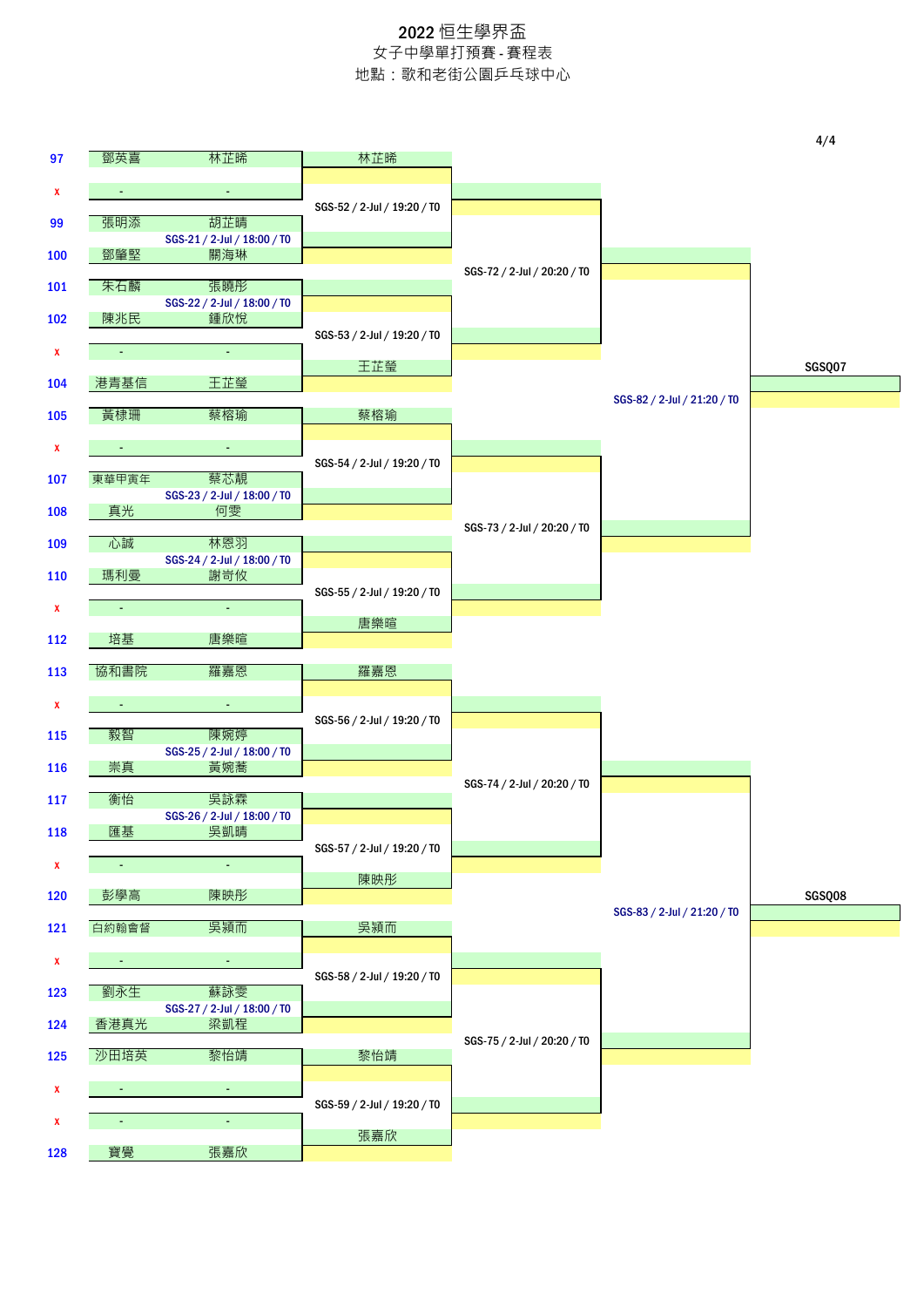# 2022 恒生學界盃

女子中學單打預賽 - 賽程表

地點：歌和老街公園乒乓球中心

| # | 學校 | 球員 | 第一圈 | 第二圈 | 第三圈 | 第四圈 |
|---|---|---|---|---|---|---|
| 97 | 鄧英喜 | 林芷晞 | 林芷晞 | | | |
| x | - | - | SGS-52 / 2-Jul / 19:20 / T0 | | | |
| 99 | 張明添 | 胡芷晴 | | | | |
| | | SGS-21 / 2-Jul / 18:00 / T0 | | SGS-72 / 2-Jul / 20:20 / T0 | | |
| 100 | 鄧肇堅 | 關海琳 | | | | |
| 101 | 朱石麟 | 張曉彤 | | | | |
| | | SGS-22 / 2-Jul / 18:00 / T0 | | | | |
| 102 | 陳兆民 | 鍾欣悅 | SGS-53 / 2-Jul / 19:20 / T0 | | | |
| x | - | - | | | | |
| 104 | 港青基信 | 王芷瑩 | 王芷瑩 | | SGS-82 / 2-Jul / 21:20 / T0 | SGSQ07 |
| 105 | 黃棣珊 | 蔡榕瑜 | 蔡榕瑜 | | | |
| x | - | - | SGS-54 / 2-Jul / 19:20 / T0 | | | |
| 107 | 東華甲寅年 | 蔡芯靚 | | | | |
| | | SGS-23 / 2-Jul / 18:00 / T0 | | SGS-73 / 2-Jul / 20:20 / T0 | | |
| 108 | 真光 | 何雯 | | | | |
| 109 | 心誠 | 林恩羽 | | | | |
| | | SGS-24 / 2-Jul / 18:00 / T0 | | | | |
| 110 | 瑪利曼 | 謝嵜攸 | SGS-55 / 2-Jul / 19:20 / T0 | | | |
| x | - | - | | | | |
| 112 | 培基 | 唐樂暄 | 唐樂暄 | | | |
| 113 | 協和書院 | 羅嘉恩 | 羅嘉恩 | | | |
| x | - | - | SGS-56 / 2-Jul / 19:20 / T0 | | | |
| 115 | 毅智 | 陳婉婷 | | | | |
| | | SGS-25 / 2-Jul / 18:00 / T0 | | SGS-74 / 2-Jul / 20:20 / T0 | | |
| 116 | 崇真 | 黃婉蕎 | | | | |
| 117 | 衡怡 | 吳詠霖 | | | | |
| | | SGS-26 / 2-Jul / 18:00 / T0 | | | | |
| 118 | 匯基 | 吳凱晴 | SGS-57 / 2-Jul / 19:20 / T0 | | | |
| x | - | - | | | | |
| 120 | 彭學高 | 陳映彤 | 陳映彤 | | SGS-83 / 2-Jul / 21:20 / T0 | SGSQ08 |
| 121 | 白約翰會督 | 吳潁而 | 吳潁而 | | | |
| x | - | - | SGS-58 / 2-Jul / 19:20 / T0 | | | |
| 123 | 劉永生 | 蘇詠雯 | | | | |
| | | SGS-27 / 2-Jul / 18:00 / T0 | | | | |
| 124 | 香港真光 | 梁凱程 | | SGS-75 / 2-Jul / 20:20 / T0 | | |
| 125 | 沙田培英 | 黎怡靖 | 黎怡靖 | | | |
| x | - | - | SGS-59 / 2-Jul / 19:20 / T0 | | | |
| x | - | - | | | | |
| 128 | 寶覺 | 張嘉欣 | 張嘉欣 | | | |